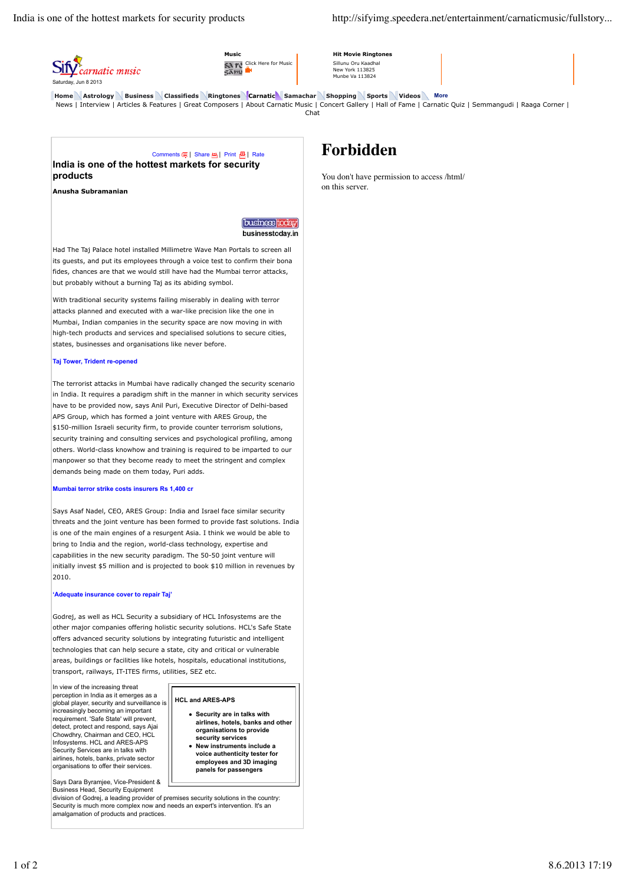# India is one of the hottest markets for security products

**Anusha Subramanian**

businesstoday.in

Had The Taj Palace hotel installed Millimetre Wave Man Portals to screen all its guests, and put its employees through a voice test to confirm their bona fides, chances are that we would still have had the Mumbai terror attacks, but probably without a burning Taj as its abiding symbol.

With traditional security systems failing miserably in dealing with terror attacks planned and executed with a war-like precision like the one in Mumbai, Indian companies in the security space are now moving in with high-tech products and services and specialised solutions to secure cities, states, businesses and organisations like never before.

**Taj Tower, Trident re-opened**

The terrorist attacks in Mumbai have radically changed the security scenario in India. It requires a paradigm shift in the manner in which security services have to be provided now, says Anil Puri, Executive Director of Delhi-based APS Group, which has formed a joint venture with ARES Group, the $150-million Israeli security firm, to provide counter terrorism solutions, security training and consulting services and psychological profiling, among others. World-class knowhow and training is required to be imparted to our manpower so that they become ready to meet the stringent and complex demands being made on them today, Puri adds.

**Mumbai terror strike costs insurers Rs 1,400 cr**

Says Asaf Nadel, CEO, ARES Group: India and Israel face similar security threats and the joint venture has been formed to provide fast solutions. India is one of the main engines of a resurgent Asia. I think we would be able to bring to India and the region, world-class technology, expertise and capabilities in the new security paradigm. The 50-50 joint venture will initially invest $5 million and is projected to book $10 million in revenues by 2010.

**'Adequate insurance cover to repair Taj'**

Godrej, as well as HCL Security a subsidiary of HCL Infosystems are the other major companies offering holistic security solutions. HCL's Safe State offers advanced security solutions by integrating futuristic and intelligent technologies that can help secure a state, city and critical or vulnerable areas, buildings or facilities like hotels, hospitals, educational institutions, transport, railways, IT-ITES firms, utilities, SEZ etc.

In view of the increasing threat perception in India as it emerges as a global player, security and surveillance is increasingly becoming an important requirement. 'Safe State' will prevent, detect, protect and respond, says Ajai Chowdhry, Chairman and CEO, HCL Infosystems. HCL and ARES-APS Security Services are in talks with airlines, hotels, banks, private sector organisations to offer their services.

> **HCL and ARES-APS**
>
> - **Security are in talks with airlines, hotels, banks and other organisations to provide security services**
> - **New instruments include a voice authenticity tester for employees and 3D imaging panels for passengers**

Says Dara Byramjee, Vice-President & Business Head, Security Equipment division of Godrej, a leading provider of premises security solutions in the country: Security is much more complex now and needs an expert's intervention. It's an amalgamation of products and practices.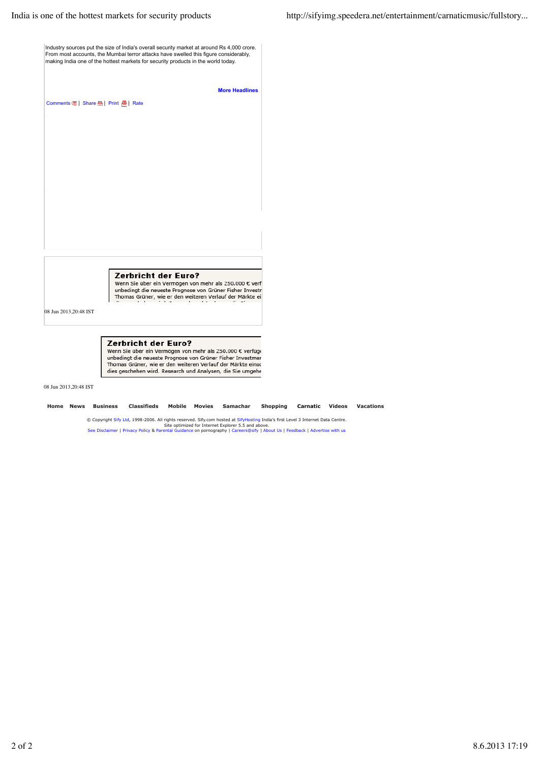Industry sources put the size of India's overall security market at around Rs 4,000 crore. From most accounts, the Mumbai terror attacks have swelled this figure considerably, making India one of the hottest markets for security products in the world today.

**More Headlines**

Comments | Share | Print | Rate

**Zerbricht der Euro?**
Wenn Sie über ein Vermögen von mehr als 250.000 € verf
unbedingt die neueste Prognose von Grüner Fisher Investr
Thomas Grüner, wie er den weiteren Verlauf der Märkte ei

08 Jun 2013,20:48 IST

**Zerbricht der Euro?**
Wenn Sie über ein Vermögen von mehr als 250.000 € verfüge
unbedingt die neueste Prognose von Grüner Fisher Investmer
Thomas Grüner, wie er den weiteren Verlauf der Märkte einsc
dies geschehen wird. Research und Analysen, die Sie umgehe

08 Jun 2013,20:48 IST

Home News Business Classifieds Mobile Movies Samachar Shopping Carnatic Videos Vacations

© Copyright Sify Ltd, 1998-2006. All rights reserved. Sify.com hosted at SifyHosting India's first Level 3 Internet Data Centre.
Site optimized for Internet Explorer 5.5 and above.
See Disclaimer | Privacy Policy & Parental Guidance on pornography | Careers@sify | About Us | Feedback | Advertise with us